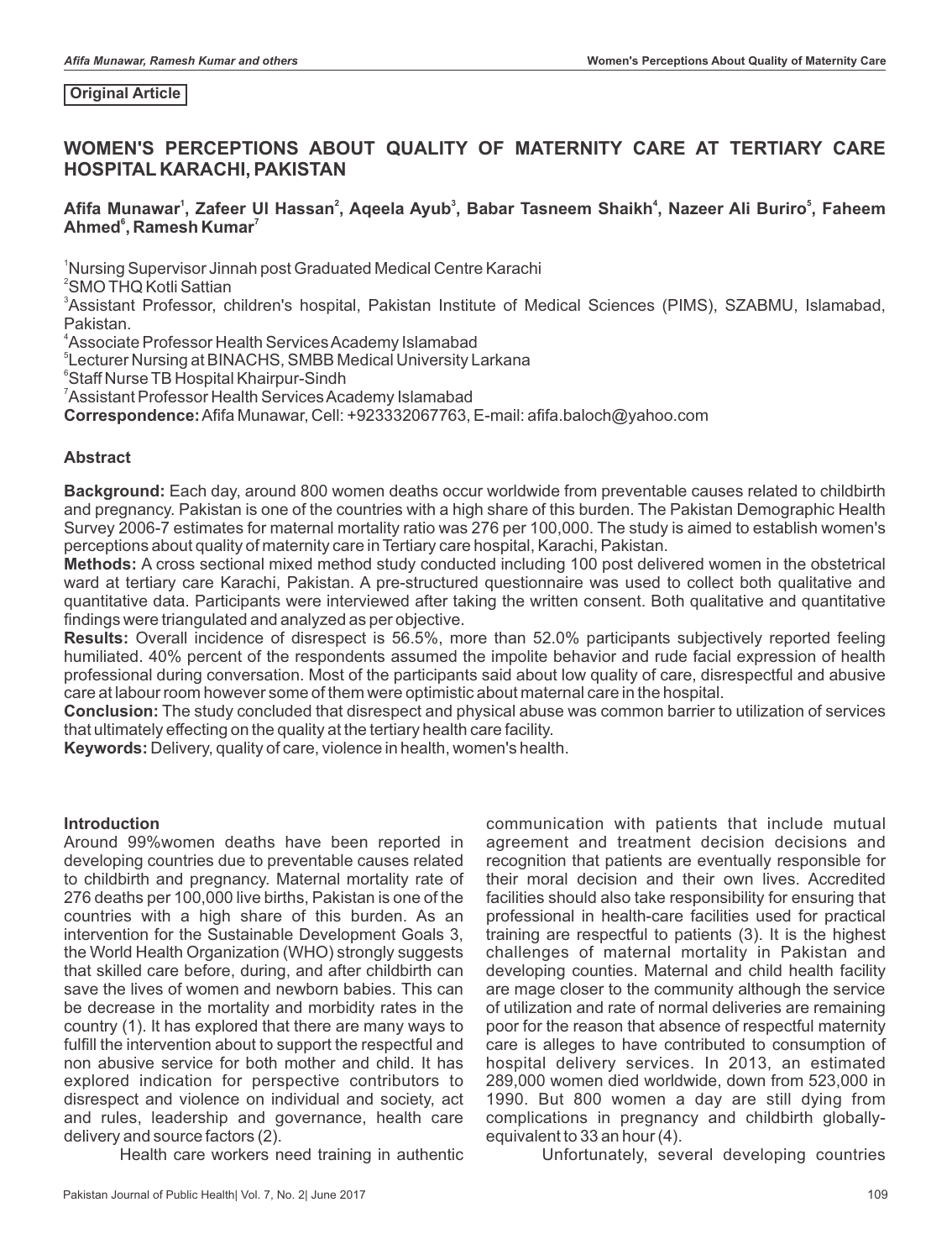**Original Article**

# WOMEN'S PERCEPTIONS ABOUT QUALITY OF MATERNITY CARE AT TERTIARY CARE HOSPITAL KARACHI, PAKISTAN

**Afifa Munawar[1], Zafeer Ul Hassan[2], Aqeela Ayub[3], Babar Tasneem Shaikh[4], Nazeer Ali Buriro[5], Faheem Ahmed[6], Ramesh Kumar[7]**

[1]Nursing Supervisor Jinnah post Graduated Medical Centre Karachi
[2]SMO THQ Kotli Sattian
[3]Assistant Professor, children's hospital, Pakistan Institute of Medical Sciences (PIMS), SZABMU, Islamabad, Pakistan.
[4]Associate Professor Health Services Academy Islamabad
[5]Lecturer Nursing at BINACHS, SMBB Medical University Larkana
[6]Staff Nurse TB Hospital Khairpur-Sindh
[7]Assistant Professor Health Services Academy Islamabad
**Correspondence:** Afifa Munawar, Cell: +923332067763, E-mail: afifa.baloch@yahoo.com

## Abstract

**Background:** Each day, around 800 women deaths occur worldwide from preventable causes related to childbirth and pregnancy. Pakistan is one of the countries with a high share of this burden. The Pakistan Demographic Health Survey 2006-7 estimates for maternal mortality ratio was 276 per 100,000. The study is aimed to establish women's perceptions about quality of maternity care in Tertiary care hospital, Karachi, Pakistan.

**Methods:** A cross sectional mixed method study conducted including 100 post delivered women in the obstetrical ward at tertiary care Karachi, Pakistan. A pre-structured questionnaire was used to collect both qualitative and quantitative data. Participants were interviewed after taking the written consent. Both qualitative and quantitative findings were triangulated and analyzed as per objective.

**Results:** Overall incidence of disrespect is 56.5%, more than 52.0% participants subjectively reported feeling humiliated. 40% percent of the respondents assumed the impolite behavior and rude facial expression of health professional during conversation. Most of the participants said about low quality of care, disrespectful and abusive care at labour room however some of them were optimistic about maternal care in the hospital.

**Conclusion:** The study concluded that disrespect and physical abuse was common barrier to utilization of services that ultimately effecting on the quality at the tertiary health care facility.

**Keywords:** Delivery, quality of care, violence in health, women's health.

## Introduction

Around 99%women deaths have been reported in developing countries due to preventable causes related to childbirth and pregnancy. Maternal mortality rate of 276 deaths per 100,000 live births, Pakistan is one of the countries with a high share of this burden. As an intervention for the Sustainable Development Goals 3, the World Health Organization (WHO) strongly suggests that skilled care before, during, and after childbirth can save the lives of women and newborn babies. This can be decrease in the mortality and morbidity rates in the country (1). It has explored that there are many ways to fulfill the intervention about to support the respectful and non abusive service for both mother and child. It has explored indication for perspective contributors to disrespect and violence on individual and society, act and rules, leadership and governance, health care delivery and source factors (2).

Health care workers need training in authentic communication with patients that include mutual agreement and treatment decision decisions and recognition that patients are eventually responsible for their moral decision and their own lives. Accredited facilities should also take responsibility for ensuring that professional in health-care facilities used for practical training are respectful to patients (3). It is the highest challenges of maternal mortality in Pakistan and developing counties. Maternal and child health facility are mage closer to the community although the service of utilization and rate of normal deliveries are remaining poor for the reason that absence of respectful maternity care is alleges to have contributed to consumption of hospital delivery services. In 2013, an estimated 289,000 women died worldwide, down from 523,000 in 1990. But 800 women a day are still dying from complications in pregnancy and childbirth globally-equivalent to 33 an hour (4).

Unfortunately, several developing countries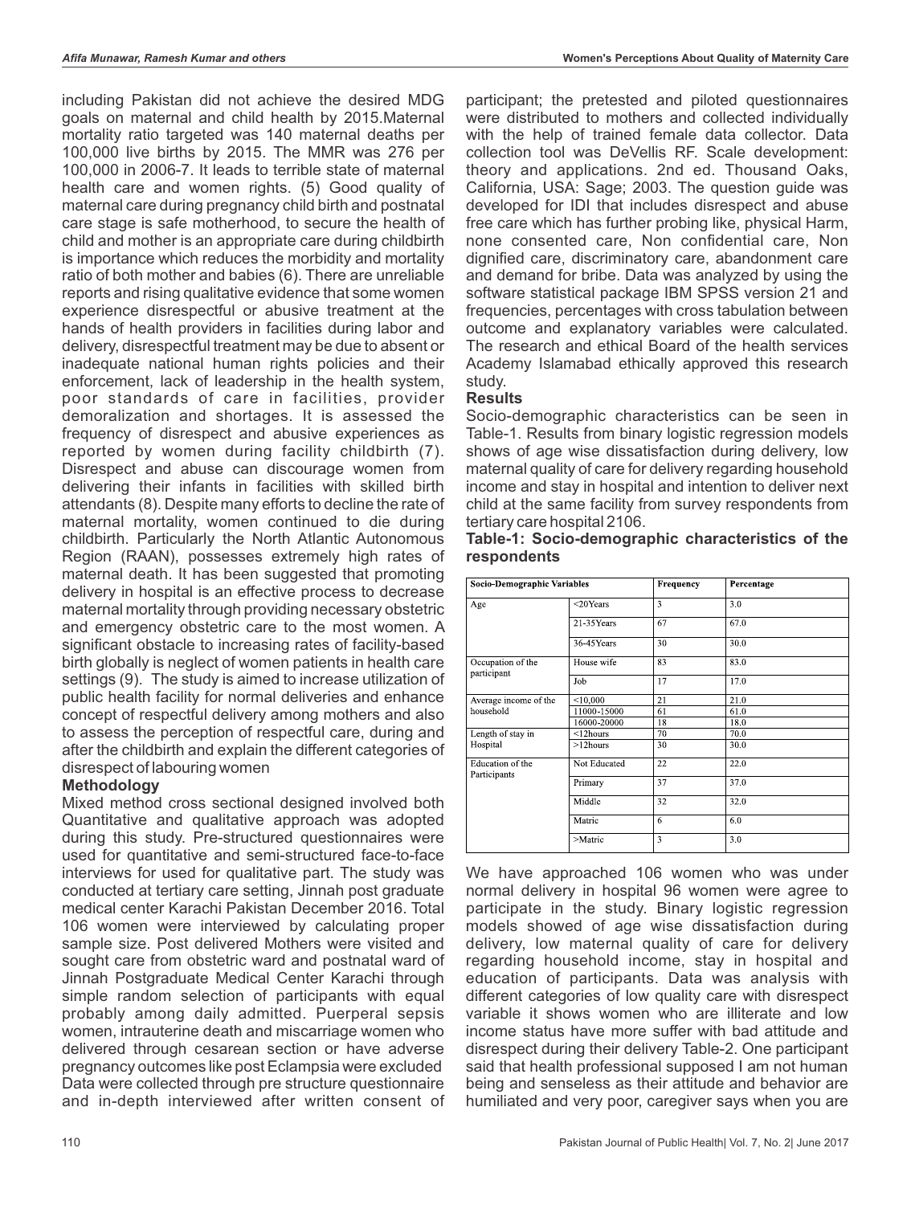including Pakistan did not achieve the desired MDG goals on maternal and child health by 2015.Maternal mortality ratio targeted was 140 maternal deaths per 100,000 live births by 2015. The MMR was 276 per 100,000 in 2006-7. It leads to terrible state of maternal health care and women rights. (5) Good quality of maternal care during pregnancy child birth and postnatal care stage is safe motherhood, to secure the health of child and mother is an appropriate care during childbirth is importance which reduces the morbidity and mortality ratio of both mother and babies (6). There are unreliable reports and rising qualitative evidence that some women experience disrespectful or abusive treatment at the hands of health providers in facilities during labor and delivery, disrespectful treatment may be due to absent or inadequate national human rights policies and their enforcement, lack of leadership in the health system, poor standards of care in facilities, provider demoralization and shortages. It is assessed the frequency of disrespect and abusive experiences as reported by women during facility childbirth (7). Disrespect and abuse can discourage women from delivering their infants in facilities with skilled birth attendants (8). Despite many efforts to decline the rate of maternal mortality, women continued to die during childbirth. Particularly the North Atlantic Autonomous Region (RAAN), possesses extremely high rates of maternal death. It has been suggested that promoting delivery in hospital is an effective process to decrease maternal mortality through providing necessary obstetric and emergency obstetric care to the most women. A significant obstacle to increasing rates of facility-based birth globally is neglect of women patients in health care settings (9). The study is aimed to increase utilization of public health facility for normal deliveries and enhance concept of respectful delivery among mothers and also to assess the perception of respectful care, during and after the childbirth and explain the different categories of disrespect of labouring women

### Methodology

Mixed method cross sectional designed involved both Quantitative and qualitative approach was adopted during this study. Pre-structured questionnaires were used for quantitative and semi-structured face-to-face interviews for used for qualitative part. The study was conducted at tertiary care setting, Jinnah post graduate medical center Karachi Pakistan December 2016. Total 106 women were interviewed by calculating proper sample size. Post delivered Mothers were visited and sought care from obstetric ward and postnatal ward of Jinnah Postgraduate Medical Center Karachi through simple random selection of participants with equal probably among daily admitted. Puerperal sepsis women, intrauterine death and miscarriage women who delivered through cesarean section or have adverse pregnancy outcomes like post Eclampsia were excluded Data were collected through pre structure questionnaire and in-depth interviewed after written consent of participant; the pretested and piloted questionnaires were distributed to mothers and collected individually with the help of trained female data collector. Data collection tool was DeVellis RF. Scale development: theory and applications. 2nd ed. Thousand Oaks, California, USA: Sage; 2003. The question guide was developed for IDI that includes disrespect and abuse free care which has further probing like, physical Harm, none consented care, Non confidential care, Non dignified care, discriminatory care, abandonment care and demand for bribe. Data was analyzed by using the software statistical package IBM SPSS version 21 and frequencies, percentages with cross tabulation between outcome and explanatory variables were calculated. The research and ethical Board of the health services Academy Islamabad ethically approved this research study.

### Results

Socio-demographic characteristics can be seen in Table-1. Results from binary logistic regression models shows of age wise dissatisfaction during delivery, low maternal quality of care for delivery regarding household income and stay in hospital and intention to deliver next child at the same facility from survey respondents from tertiary care hospital 2106.

**Table-1: Socio-demographic characteristics of the respondents**

| Socio-Demographic Variables | | Frequency | Percentage |
|---|---|---|---|
| Age | <20Years | 3 | 3.0 |
| | 21-35Years | 67 | 67.0 |
| | 36-45Years | 30 | 30.0 |
| Occupation of the participant | House wife | 83 | 83.0 |
| | Job | 17 | 17.0 |
| Average income of the household | <10,000 | 21 | 21.0 |
| | 11000-15000 | 61 | 61.0 |
| | 16000-20000 | 18 | 18.0 |
| Length of stay in Hospital | <12hours | 70 | 70.0 |
| | >12hours | 30 | 30.0 |
| Education of the Participants | Not Educated | 22 | 22.0 |
| | Primary | 37 | 37.0 |
| | Middle | 32 | 32.0 |
| | Matric | 6 | 6.0 |
| | >Matric | 3 | 3.0 |

We have approached 106 women who was under normal delivery in hospital 96 women were agree to participate in the study. Binary logistic regression models showed of age wise dissatisfaction during delivery, low maternal quality of care for delivery regarding household income, stay in hospital and education of participants. Data was analysis with different categories of low quality care with disrespect variable it shows women who are illiterate and low income status have more suffer with bad attitude and disrespect during their delivery Table-2. One participant said that health professional supposed I am not human being and senseless as their attitude and behavior are humiliated and very poor, caregiver says when you are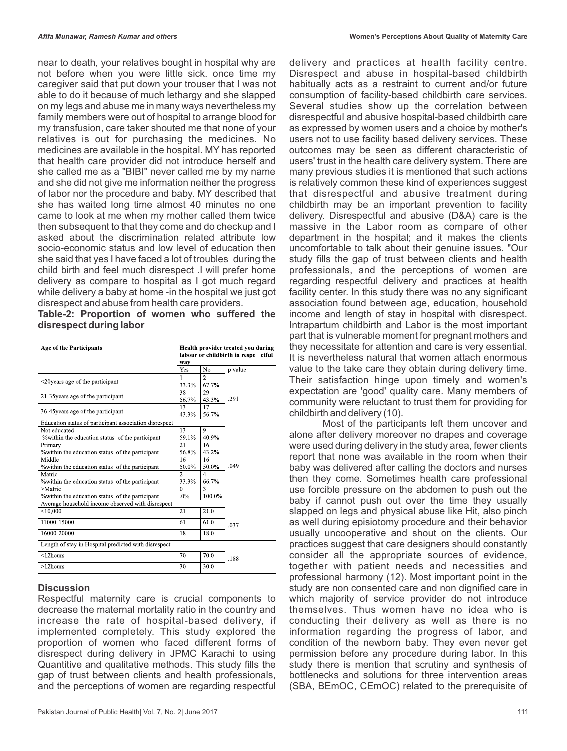near to death, your relatives bought in hospital why are not before when you were little sick. once time my caregiver said that put down your trouser that I was not able to do it because of much lethargy and she slapped on my legs and abuse me in many ways nevertheless my family members were out of hospital to arrange blood for my transfusion, care taker shouted me that none of your relatives is out for purchasing the medicines. No medicines are available in the hospital. MY has reported that health care provider did not introduce herself and she called me as a "BIBI" never called me by my name and she did not give me information neither the progress of labor nor the procedure and baby. MY described that she has waited long time almost 40 minutes no one came to look at me when my mother called them twice then subsequent to that they come and do checkup and I asked about the discrimination related attribute low socio-economic status and low level of education then she said that yes I have faced a lot of troubles during the child birth and feel much disrespect .I will prefer home delivery as compare to hospital as I got much regard while delivery a baby at home -in the hospital we just got disrespect and abuse from health care providers.

**Table-2: Proportion of women who suffered the disrespect during labor**

| Age of the Participants | Health provider treated you during labour or childbirth in respe ctful way | | |
|---|---|---|---|
| | Yes | No | p value |
| <20years age of the participant | 1<br>33.3% | 2<br>67.7% | .291 |
| 21-35years age of the participant | 38<br>56.7% | 29<br>43.3% | |
| 36-45years age of the participant | 13<br>43.3% | 17<br>56.7% | |
| Education status of participant association disrespect | | | |
| Not educated<br>%within the education status of the participant | 13<br>59.1% | 9<br>40.9% | .049 |
| Primary<br>%within the education status of the participant | 21<br>56.8% | 16<br>43.2% | |
| Middle<br>%within the education status of the participant | 16<br>50.0% | 16<br>50.0% | |
| Matric<br>%within the education status of the participant | 2<br>33.3% | 4<br>66.7% | |
| >Matric<br>%within the education status of the participant | 0<br>.0% | 3<br>100.0% | |
| Average household income observed with disrespect | | | |
| <10,000 | 21 | 21.0 | .037 |
| 11000-15000 | 61 | 61.0 | |
| 16000-20000 | 18 | 18.0 | |
| Length of stay in Hospital predicted with disrespect | | | |
| <12hours | 70 | 70.0 | .188 |
| >12hours | 30 | 30.0 | |

## Discussion

Respectful maternity care is crucial components to decrease the maternal mortality ratio in the country and increase the rate of hospital-based delivery, if implemented completely. This study explored the proportion of women who faced different forms of disrespect during delivery in JPMC Karachi to using Quantitive and qualitative methods. This study fills the gap of trust between clients and health professionals, and the perceptions of women are regarding respectful delivery and practices at health facility centre. Disrespect and abuse in hospital-based childbirth habitually acts as a restraint to current and/or future consumption of facility-based childbirth care services. Several studies show up the correlation between disrespectful and abusive hospital-based childbirth care as expressed by women users and a choice by mother's users not to use facility based delivery services. These outcomes may be seen as different characteristic of users' trust in the health care delivery system. There are many previous studies it is mentioned that such actions is relatively common these kind of experiences suggest that disrespectful and abusive treatment during childbirth may be an important prevention to facility delivery. Disrespectful and abusive (D&A) care is the massive in the Labor room as compare of other department in the hospital; and it makes the clients uncomfortable to talk about their genuine issues. "Our study fills the gap of trust between clients and health professionals, and the perceptions of women are regarding respectful delivery and practices at health facility center. In this study there was no any significant association found between age, education, household income and length of stay in hospital with disrespect. Intrapartum childbirth and Labor is the most important part that is vulnerable moment for pregnant mothers and they necessitate for attention and care is very essential. It is nevertheless natural that women attach enormous value to the take care they obtain during delivery time. Their satisfaction hinge upon timely and women's expectation are 'good' quality care. Many members of community were reluctant to trust them for providing for childbirth and delivery (10).

Most of the participants left them uncover and alone after delivery moreover no drapes and coverage were used during delivery in the study area, fewer clients report that none was available in the room when their baby was delivered after calling the doctors and nurses then they come. Sometimes health care professional use forcible pressure on the abdomen to push out the baby if cannot push out over the time they usually slapped on legs and physical abuse like Hit, also pinch as well during episiotomy procedure and their behavior usually uncooperative and shout on the clients. Our practices suggest that care designers should constantly consider all the appropriate sources of evidence, together with patient needs and necessities and professional harmony (12). Most important point in the study are non consented care and non dignified care in which majority of service provider do not introduce themselves. Thus women have no idea who is conducting their delivery as well as there is no information regarding the progress of labor, and condition of the newborn baby. They even never get permission before any procedure during labor. In this study there is mention that scrutiny and synthesis of bottlenecks and solutions for three intervention areas (SBA, BEmOC, CEmOC) related to the prerequisite of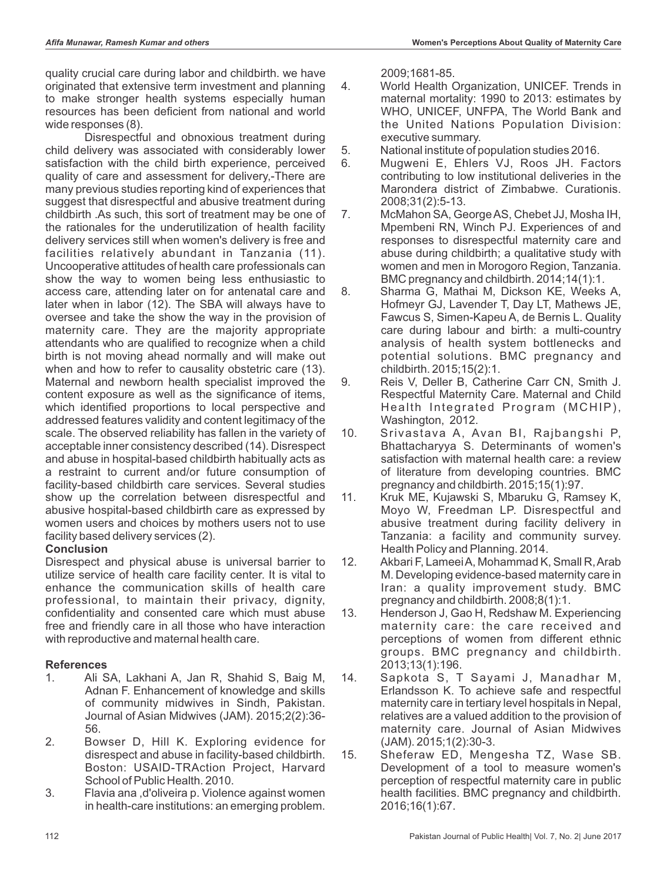quality crucial care during labor and childbirth. we have originated that extensive term investment and planning to make stronger health systems especially human resources has been deficient from national and world wide responses (8).

Disrespectful and obnoxious treatment during child delivery was associated with considerably lower satisfaction with the child birth experience, perceived quality of care and assessment for delivery,-There are many previous studies reporting kind of experiences that suggest that disrespectful and abusive treatment during childbirth .As such, this sort of treatment may be one of the rationales for the underutilization of health facility delivery services still when women's delivery is free and facilities relatively abundant in Tanzania (11). Uncooperative attitudes of health care professionals can show the way to women being less enthusiastic to access care, attending later on for antenatal care and later when in labor (12). The SBA will always have to oversee and take the show the way in the provision of maternity care. They are the majority appropriate attendants who are qualified to recognize when a child birth is not moving ahead normally and will make out when and how to refer to causality obstetric care (13). Maternal and newborn health specialist improved the content exposure as well as the significance of items, which identified proportions to local perspective and addressed features validity and content legitimacy of the scale. The observed reliability has fallen in the variety of acceptable inner consistency described (14). Disrespect and abuse in hospital-based childbirth habitually acts as a restraint to current and/or future consumption of facility-based childbirth care services. Several studies show up the correlation between disrespectful and abusive hospital-based childbirth care as expressed by women users and choices by mothers users not to use facility based delivery services (2).

**Conclusion**

Disrespect and physical abuse is universal barrier to utilize service of health care facility center. It is vital to enhance the communication skills of health care professional, to maintain their privacy, dignity, confidentiality and consented care which must abuse free and friendly care in all those who have interaction with reproductive and maternal health care.

**References**

1. Ali SA, Lakhani A, Jan R, Shahid S, Baig M, Adnan F. Enhancement of knowledge and skills of community midwives in Sindh, Pakistan. Journal of Asian Midwives (JAM). 2015;2(2):36-56.
2. Bowser D, Hill K. Exploring evidence for disrespect and abuse in facility-based childbirth. Boston: USAID-TRAction Project, Harvard School of Public Health. 2010.
3. Flavia ana ,d'oliveira p. Violence against women in health-care institutions: an emerging problem. 2009;1681-85.
4. World Health Organization, UNICEF. Trends in maternal mortality: 1990 to 2013: estimates by WHO, UNICEF, UNFPA, The World Bank and the United Nations Population Division: executive summary.
5. National institute of population studies 2016.
6. Mugweni E, Ehlers VJ, Roos JH. Factors contributing to low institutional deliveries in the Marondera district of Zimbabwe. Curationis. 2008;31(2):5-13.
7. McMahon SA, George AS, Chebet JJ, Mosha IH, Mpembeni RN, Winch PJ. Experiences of and responses to disrespectful maternity care and abuse during childbirth; a qualitative study with women and men in Morogoro Region, Tanzania. BMC pregnancy and childbirth. 2014;14(1):1.
8. Sharma G, Mathai M, Dickson KE, Weeks A, Hofmeyr GJ, Lavender T, Day LT, Mathews JE, Fawcus S, Simen-Kapeu A, de Bernis L. Quality care during labour and birth: a multi-country analysis of health system bottlenecks and potential solutions. BMC pregnancy and childbirth. 2015;15(2):1.
9. Reis V, Deller B, Catherine Carr CN, Smith J. Respectful Maternity Care. Maternal and Child Health Integrated Program (MCHIP), Washington, 2012.
10. Srivastava A, Avan BI, Rajbangshi P, Bhattacharyya S. Determinants of women's satisfaction with maternal health care: a review of literature from developing countries. BMC pregnancy and childbirth. 2015;15(1):97.
11. Kruk ME, Kujawski S, Mbaruku G, Ramsey K, Moyo W, Freedman LP. Disrespectful and abusive treatment during facility delivery in Tanzania: a facility and community survey. Health Policy and Planning. 2014.
12. Akbari F, Lameei A, Mohammad K, Small R, Arab M. Developing evidence-based maternity care in Iran: a quality improvement study. BMC pregnancy and childbirth. 2008;8(1):1.
13. Henderson J, Gao H, Redshaw M. Experiencing maternity care: the care received and perceptions of women from different ethnic groups. BMC pregnancy and childbirth. 2013;13(1):196.
14. Sapkota S, T Sayami J, Manadhar M, Erlandsson K. To achieve safe and respectful maternity care in tertiary level hospitals in Nepal, relatives are a valued addition to the provision of maternity care. Journal of Asian Midwives (JAM). 2015;1(2):30-3.
15. Sheferaw ED, Mengesha TZ, Wase SB. Development of a tool to measure women's perception of respectful maternity care in public health facilities. BMC pregnancy and childbirth. 2016;16(1):67.